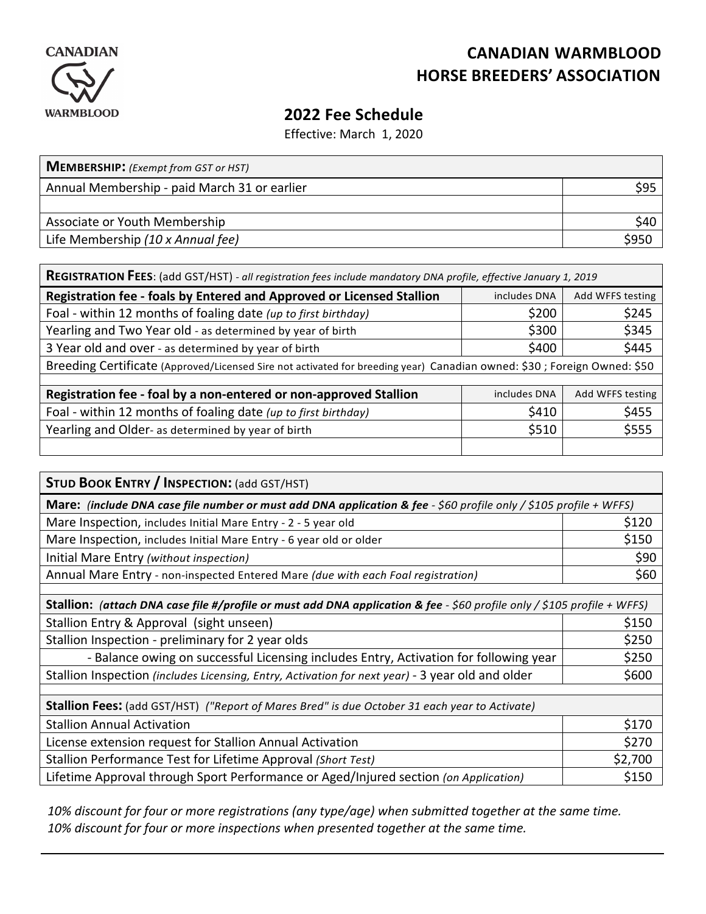CANADIAN WARMBLOOD

# CANADIAN WARMBLOOD HORSE BREEDERS' ASSOCIATION

## 2022 Fee Schedule

Effective: March 1, 2020

| **MEMBERSHIP:** *(Exempt from GST or HST)* | |
|---|---|
| Annual Membership - paid March 31 or earlier | $95 |
| | |
| Associate or Youth Membership | $40 |
| Life Membership *(10 x Annual fee)* | $950 |

| **REGISTRATION FEES**: (add GST/HST) - *all registration fees include mandatory DNA profile, effective January 1, 2019* | | |
|---|---|---|
| **Registration fee - foals by Entered and Approved or Licensed Stallion** | includes DNA | Add WFFS testing |
| Foal - within 12 months of foaling date *(up to first birthday)* | $200 | $245 |
| Yearling and Two Year old - as determined by year of birth | $300 | $345 |
| 3 Year old and over - as determined by year of birth | $400 | $445 |
| Breeding Certificate (Approved/Licensed Sire not activated for breeding year) Canadian owned: $30 ; Foreign Owned: $50 | | |
| | | |
| **Registration fee - foal by a non-entered or non-approved Stallion** | includes DNA | Add WFFS testing |
| Foal - within 12 months of foaling date *(up to first birthday)* | $410 | $455 |
| Yearling and Older- as determined by year of birth | $510 | $555 |
| | | |

| **STUD BOOK ENTRY / INSPECTION:** (add GST/HST) | |
|---|---|
| **Mare:** *(include DNA case file number or must add DNA application & fee - $60 profile only / $105 profile + WFFS)* | |
| Mare Inspection, includes Initial Mare Entry - 2 - 5 year old | $120 |
| Mare Inspection, includes Initial Mare Entry - 6 year old or older | $150 |
| Initial Mare Entry *(without inspection)* | $90 |
| Annual Mare Entry - non-inspected Entered Mare *(due with each Foal registration)* | $60 |
| | |
| **Stallion:** *(attach DNA case file #/profile or must add DNA application & fee - $60 profile only / $105 profile + WFFS)* | |
| Stallion Entry & Approval (sight unseen) | $150 |
| Stallion Inspection - preliminary for 2 year olds | $250 |
| - Balance owing on successful Licensing includes Entry, Activation for following year | $250 |
| Stallion Inspection *(includes Licensing, Entry, Activation for next year)* - 3 year old and older | $600 |
| | |
| **Stallion Fees:** (add GST/HST) *("Report of Mares Bred" is due October 31 each year to Activate)* | |
| Stallion Annual Activation | $170 |
| License extension request for Stallion Annual Activation | $270 |
| Stallion Performance Test for Lifetime Approval *(Short Test)* | $2,700 |
| Lifetime Approval through Sport Performance or Aged/Injured section *(on Application)* | $150 |

*10% discount for four or more registrations (any type/age) when submitted together at the same time.*
*10% discount for four or more inspections when presented together at the same time.*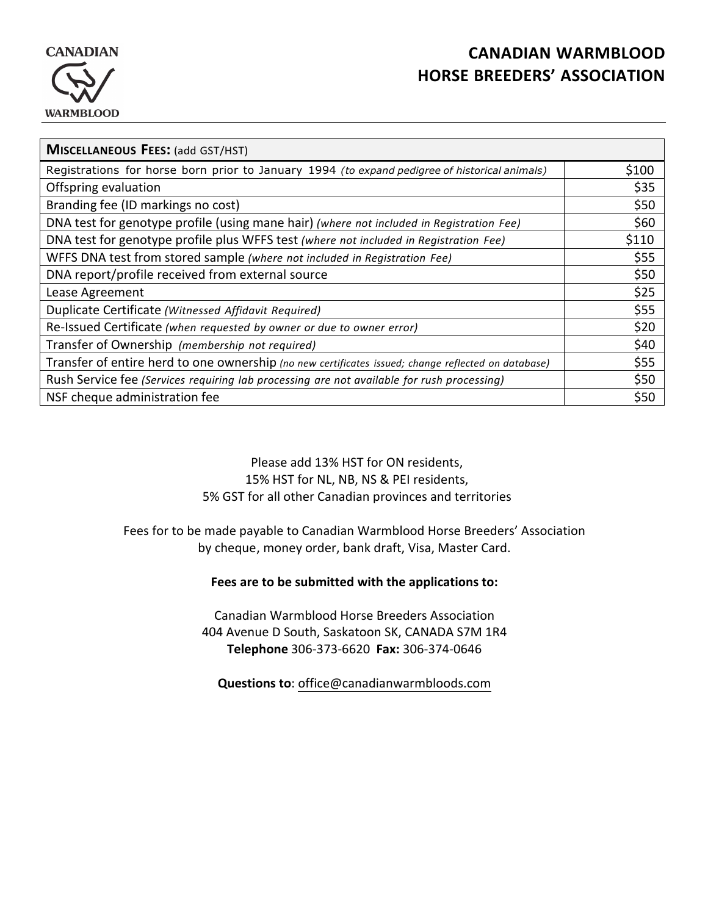# CANADIAN WARMBLOOD HORSE BREEDERS' ASSOCIATION

| **MISCELLANEOUS FEES:** (add GST/HST) | |
|---|---|
| Registrations for horse born prior to January 1994 *(to expand pedigree of historical animals)* | $100 |
| Offspring evaluation | $35 |
| Branding fee (ID markings no cost) | $50 |
| DNA test for genotype profile (using mane hair) *(where not included in Registration Fee)* | $60 |
| DNA test for genotype profile plus WFFS test *(where not included in Registration Fee)* | $110 |
| WFFS DNA test from stored sample *(where not included in Registration Fee)* | $55 |
| DNA report/profile received from external source | $50 |
| Lease Agreement | $25 |
| Duplicate Certificate *(Witnessed Affidavit Required)* | $55 |
| Re-Issued Certificate *(when requested by owner or due to owner error)* | $20 |
| Transfer of Ownership *(membership not required)* | $40 |
| Transfer of entire herd to one ownership *(no new certificates issued; change reflected on database)* | $55 |
| Rush Service fee *(Services requiring lab processing are not available for rush processing)* | $50 |
| NSF cheque administration fee | $50 |

Please add 13% HST for ON residents,
15% HST for NL, NB, NS & PEI residents,
5% GST for all other Canadian provinces and territories

Fees for to be made payable to Canadian Warmblood Horse Breeders' Association
by cheque, money order, bank draft, Visa, Master Card.

**Fees are to be submitted with the applications to:**

Canadian Warmblood Horse Breeders Association
404 Avenue D South, Saskatoon SK, CANADA S7M 1R4
**Telephone** 306-373-6620 **Fax:** 306-374-0646

**Questions to**: office@canadianwarmbloods.com